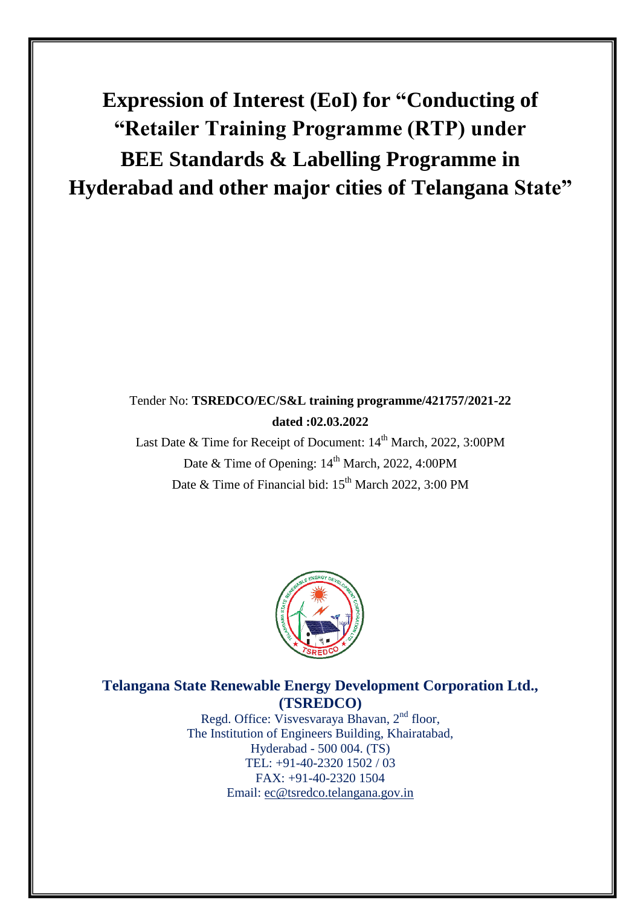# Expression of Interest (EoI) for "Conducting of "Retailer Training Programme (RTP) under BEE Standards & Labelling Programme in Hyderabad and other major cities of Telangana State"

Tender No: **TSREDCO/EC/S&L training programme/421757/2021-22 dated :02.03.2022**

Last Date & Time for Receipt of Document: 14th March, 2022, 3:00PM

Date & Time of Opening: 14th March, 2022, 4:00PM

Date & Time of Financial bid: 15th March 2022, 3:00 PM

**Telangana State Renewable Energy Development Corporation Ltd., (TSREDCO)**

Regd. Office: Visvesvaraya Bhavan, 2nd floor,
The Institution of Engineers Building, Khairatabad,
Hyderabad - 500 004. (TS)
TEL: +91-40-2320 1502 / 03
FAX: +91-40-2320 1504
Email: ec@tsredco.telangana.gov.in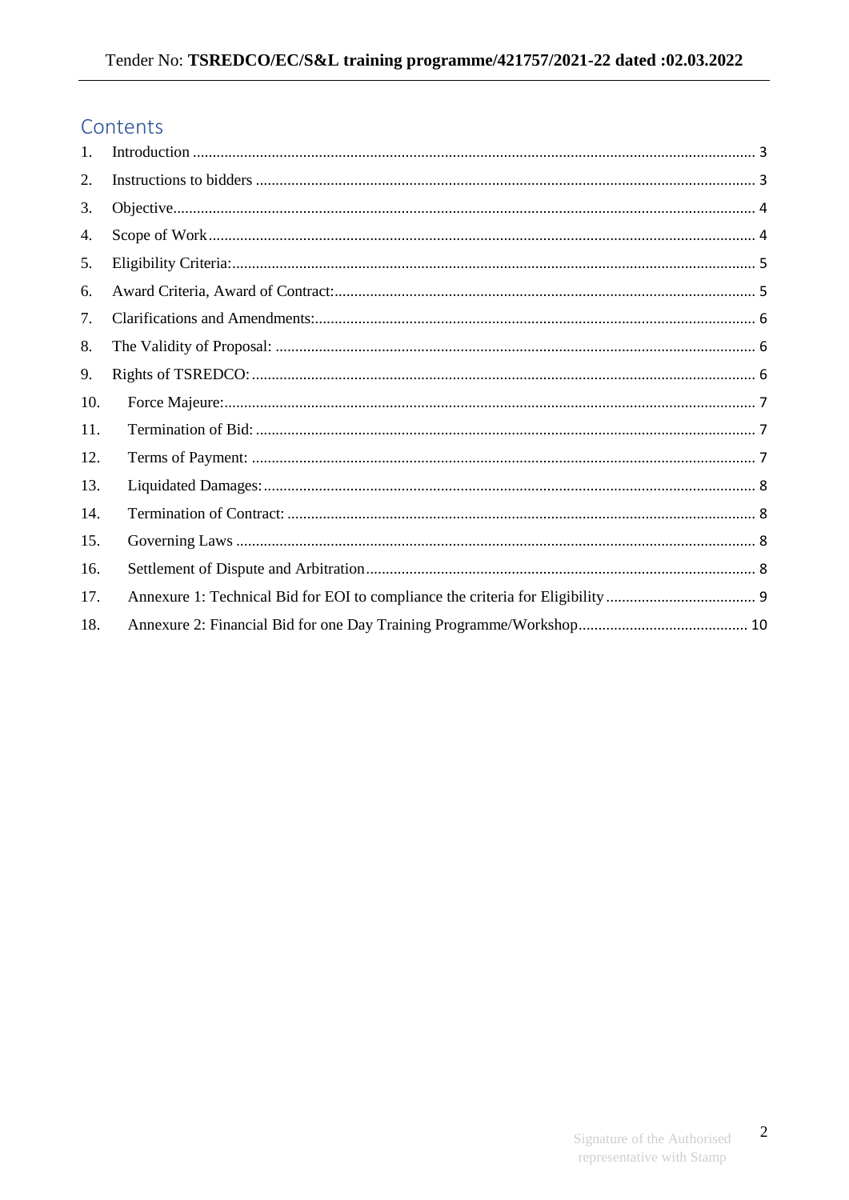# Contents

1. Introduction ........ 3
2. Instructions to bidders ........ 3
3. Objective ........ 4
4. Scope of Work ........ 4
5. Eligibility Criteria: ........ 5
6. Award Criteria, Award of Contract: ........ 5
7. Clarifications and Amendments: ........ 6
8. The Validity of Proposal: ........ 6
9. Rights of TSREDCO: ........ 6
10. Force Majeure: ........ 7
11. Termination of Bid: ........ 7
12. Terms of Payment: ........ 7
13. Liquidated Damages: ........ 8
14. Termination of Contract: ........ 8
15. Governing Laws ........ 8
16. Settlement of Dispute and Arbitration ........ 8
17. Annexure 1: Technical Bid for EOI to compliance the criteria for Eligibility ........ 9
18. Annexure 2: Financial Bid for one Day Training Programme/Workshop ........ 10

Signature of the Authorised representative with Stamp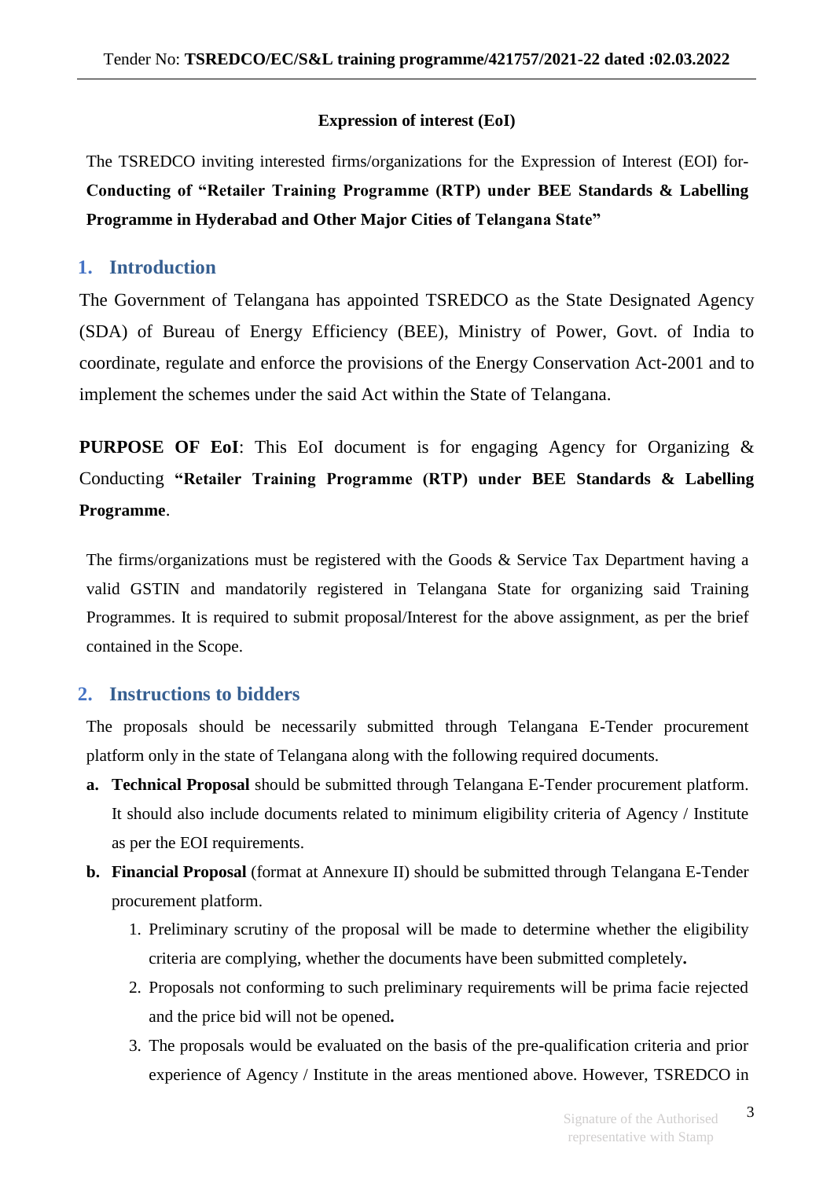**Expression of interest (EoI)**

The TSREDCO inviting interested firms/organizations for the Expression of Interest (EOI) for- **Conducting of "Retailer Training Programme (RTP) under BEE Standards & Labelling Programme in Hyderabad and Other Major Cities of Telangana State"**

## 1. Introduction

The Government of Telangana has appointed TSREDCO as the State Designated Agency (SDA) of Bureau of Energy Efficiency (BEE), Ministry of Power, Govt. of India to coordinate, regulate and enforce the provisions of the Energy Conservation Act-2001 and to implement the schemes under the said Act within the State of Telangana.

**PURPOSE OF EoI**: This EoI document is for engaging Agency for Organizing & Conducting **"Retailer Training Programme (RTP) under BEE Standards & Labelling Programme**.

The firms/organizations must be registered with the Goods & Service Tax Department having a valid GSTIN and mandatorily registered in Telangana State for organizing said Training Programmes. It is required to submit proposal/Interest for the above assignment, as per the brief contained in the Scope.

## 2. Instructions to bidders

The proposals should be necessarily submitted through Telangana E-Tender procurement platform only in the state of Telangana along with the following required documents.

a. **Technical Proposal** should be submitted through Telangana E-Tender procurement platform. It should also include documents related to minimum eligibility criteria of Agency / Institute as per the EOI requirements.

b. **Financial Proposal** (format at Annexure II) should be submitted through Telangana E-Tender procurement platform.

   1. Preliminary scrutiny of the proposal will be made to determine whether the eligibility criteria are complying, whether the documents have been submitted completely**.**
   2. Proposals not conforming to such preliminary requirements will be prima facie rejected and the price bid will not be opened**.**
   3. The proposals would be evaluated on the basis of the pre-qualification criteria and prior experience of Agency / Institute in the areas mentioned above. However, TSREDCO in

Signature of the Authorised representative with Stamp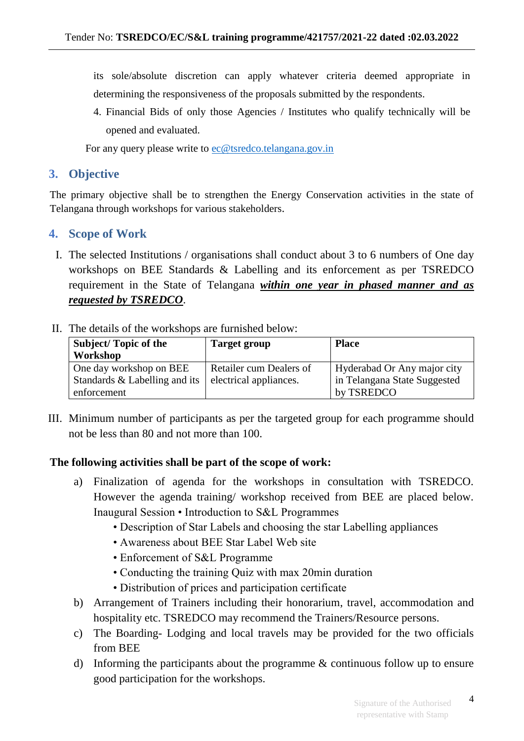its sole/absolute discretion can apply whatever criteria deemed appropriate in determining the responsiveness of the proposals submitted by the respondents.

4. Financial Bids of only those Agencies / Institutes who qualify technically will be opened and evaluated.

For any query please write to ec@tsredco.telangana.gov.in

## 3. Objective

The primary objective shall be to strengthen the Energy Conservation activities in the state of Telangana through workshops for various stakeholders.

## 4. Scope of Work

I. The selected Institutions / organisations shall conduct about 3 to 6 numbers of One day workshops on BEE Standards & Labelling and its enforcement as per TSREDCO requirement in the State of Telangana ***within one year in phased manner and as requested by TSREDCO***.

II. The details of the workshops are furnished below:

| Subject/ Topic of the Workshop | Target group | Place |
|---|---|---|
| One day workshop on BEE Standards & Labelling and its enforcement | Retailer cum Dealers of electrical appliances. | Hyderabad Or Any major city in Telangana State Suggested by TSREDCO |

III. Minimum number of participants as per the targeted group for each programme should not be less than 80 and not more than 100.

**The following activities shall be part of the scope of work:**

a) Finalization of agenda for the workshops in consultation with TSREDCO. However the agenda training/ workshop received from BEE are placed below. Inaugural Session • Introduction to S&L Programmes
   - Description of Star Labels and choosing the star Labelling appliances
   - Awareness about BEE Star Label Web site
   - Enforcement of S&L Programme
   - Conducting the training Quiz with max 20min duration
   - Distribution of prices and participation certificate

b) Arrangement of Trainers including their honorarium, travel, accommodation and hospitality etc. TSREDCO may recommend the Trainers/Resource persons.

c) The Boarding- Lodging and local travels may be provided for the two officials from BEE

d) Informing the participants about the programme & continuous follow up to ensure good participation for the workshops.

Signature of the Authorised representative with Stamp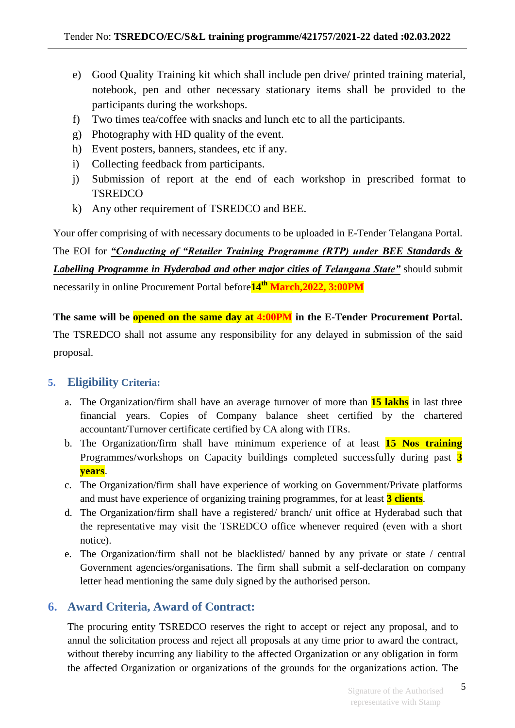e) Good Quality Training kit which shall include pen drive/ printed training material, notebook, pen and other necessary stationary items shall be provided to the participants during the workshops.
f) Two times tea/coffee with snacks and lunch etc to all the participants.
g) Photography with HD quality of the event.
h) Event posters, banners, standees, etc if any.
i) Collecting feedback from participants.
j) Submission of report at the end of each workshop in prescribed format to TSREDCO
k) Any other requirement of TSREDCO and BEE.

Your offer comprising of with necessary documents to be uploaded in E-Tender Telangana Portal. The EOI for ***"Conducting of "Retailer Training Programme (RTP) under BEE Standards & Labelling Programme in Hyderabad and other major cities of Telangana State"*** should submit necessarily in online Procurement Portal before **14th March,2022, 3:00PM**

**The same will be opened on the same day at 4:00PM in the E-Tender Procurement Portal.** The TSREDCO shall not assume any responsibility for any delayed in submission of the said proposal.

## 5. Eligibility Criteria:

a. The Organization/firm shall have an average turnover of more than **15 lakhs** in last three financial years. Copies of Company balance sheet certified by the chartered accountant/Turnover certificate certified by CA along with ITRs.
b. The Organization/firm shall have minimum experience of at least **15 Nos training** Programmes/workshops on Capacity buildings completed successfully during past **3 years**.
c. The Organization/firm shall have experience of working on Government/Private platforms and must have experience of organizing training programmes, for at least **3 clients**.
d. The Organization/firm shall have a registered/ branch/ unit office at Hyderabad such that the representative may visit the TSREDCO office whenever required (even with a short notice).
e. The Organization/firm shall not be blacklisted/ banned by any private or state / central Government agencies/organisations. The firm shall submit a self-declaration on company letter head mentioning the same duly signed by the authorised person.

## 6. Award Criteria, Award of Contract:

The procuring entity TSREDCO reserves the right to accept or reject any proposal, and to annul the solicitation process and reject all proposals at any time prior to award the contract, without thereby incurring any liability to the affected Organization or any obligation in form the affected Organization or organizations of the grounds for the organizations action. The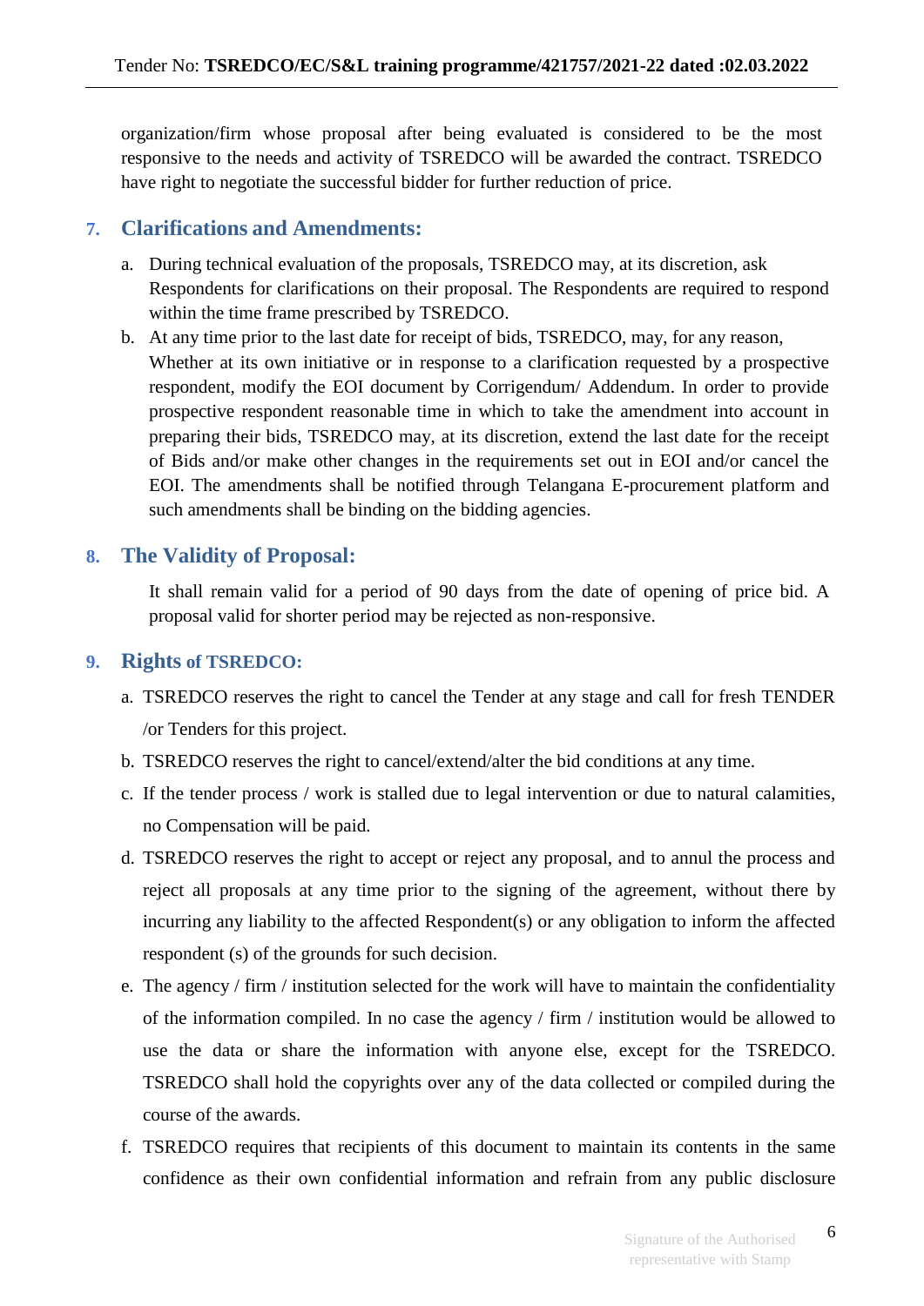organization/firm whose proposal after being evaluated is considered to be the most responsive to the needs and activity of TSREDCO will be awarded the contract. TSREDCO have right to negotiate the successful bidder for further reduction of price.

## 7. Clarifications and Amendments:

a. During technical evaluation of the proposals, TSREDCO may, at its discretion, ask Respondents for clarifications on their proposal. The Respondents are required to respond within the time frame prescribed by TSREDCO.

b. At any time prior to the last date for receipt of bids, TSREDCO, may, for any reason, Whether at its own initiative or in response to a clarification requested by a prospective respondent, modify the EOI document by Corrigendum/ Addendum. In order to provide prospective respondent reasonable time in which to take the amendment into account in preparing their bids, TSREDCO may, at its discretion, extend the last date for the receipt of Bids and/or make other changes in the requirements set out in EOI and/or cancel the EOI. The amendments shall be notified through Telangana E-procurement platform and such amendments shall be binding on the bidding agencies.

## 8. The Validity of Proposal:

It shall remain valid for a period of 90 days from the date of opening of price bid. A proposal valid for shorter period may be rejected as non-responsive.

## 9. Rights of TSREDCO:

a. TSREDCO reserves the right to cancel the Tender at any stage and call for fresh TENDER /or Tenders for this project.

b. TSREDCO reserves the right to cancel/extend/alter the bid conditions at any time.

c. If the tender process / work is stalled due to legal intervention or due to natural calamities, no Compensation will be paid.

d. TSREDCO reserves the right to accept or reject any proposal, and to annul the process and reject all proposals at any time prior to the signing of the agreement, without there by incurring any liability to the affected Respondent(s) or any obligation to inform the affected respondent (s) of the grounds for such decision.

e. The agency / firm / institution selected for the work will have to maintain the confidentiality of the information compiled. In no case the agency / firm / institution would be allowed to use the data or share the information with anyone else, except for the TSREDCO. TSREDCO shall hold the copyrights over any of the data collected or compiled during the course of the awards.

f. TSREDCO requires that recipients of this document to maintain its contents in the same confidence as their own confidential information and refrain from any public disclosure

Signature of the Authorised representative with Stamp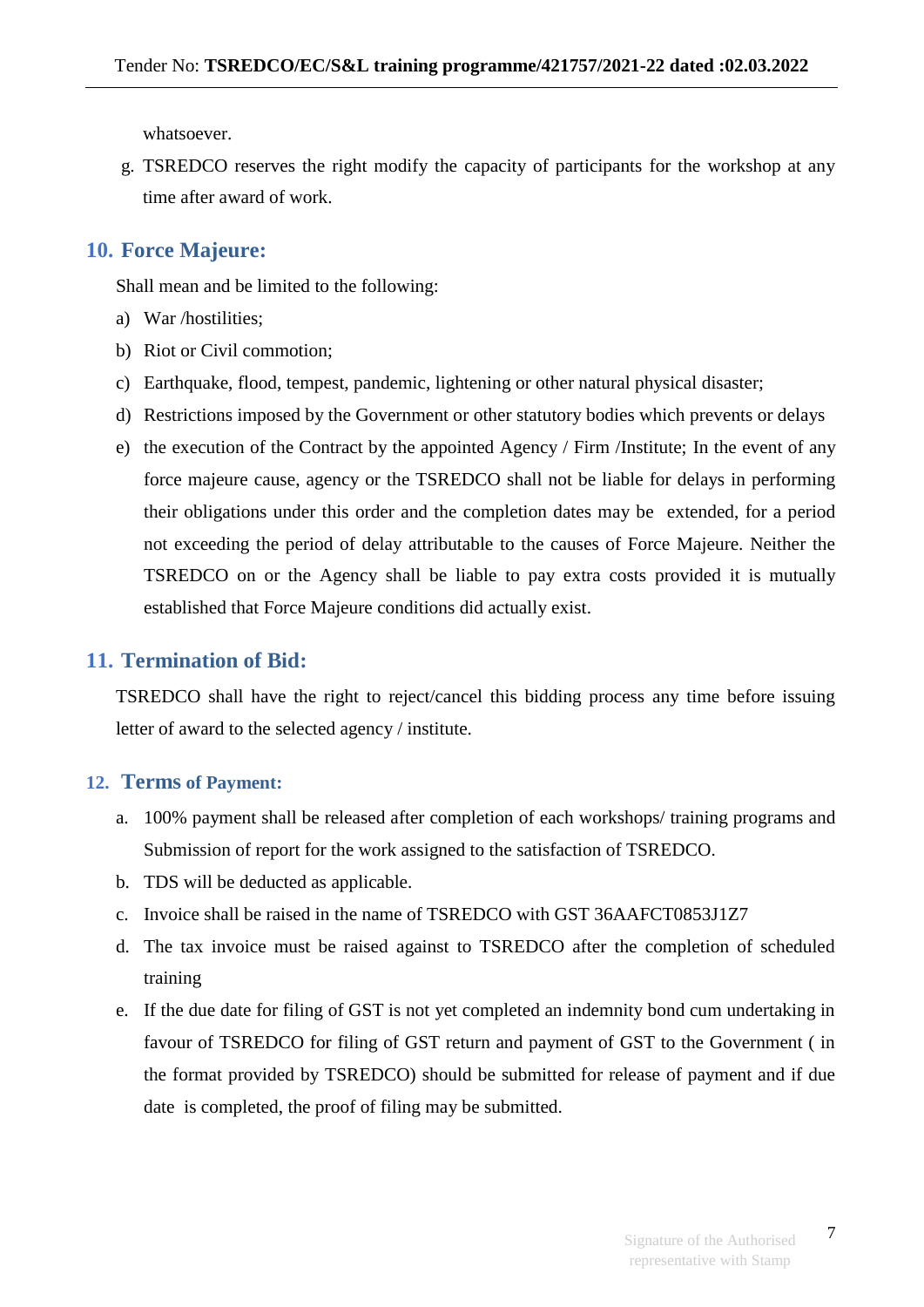whatsoever.

g. TSREDCO reserves the right modify the capacity of participants for the workshop at any time after award of work.

## 10. Force Majeure:

Shall mean and be limited to the following:

a) War /hostilities;
b) Riot or Civil commotion;
c) Earthquake, flood, tempest, pandemic, lightening or other natural physical disaster;
d) Restrictions imposed by the Government or other statutory bodies which prevents or delays
e) the execution of the Contract by the appointed Agency / Firm /Institute; In the event of any force majeure cause, agency or the TSREDCO shall not be liable for delays in performing their obligations under this order and the completion dates may be extended, for a period not exceeding the period of delay attributable to the causes of Force Majeure. Neither the TSREDCO on or the Agency shall be liable to pay extra costs provided it is mutually established that Force Majeure conditions did actually exist.

## 11. Termination of Bid:

TSREDCO shall have the right to reject/cancel this bidding process any time before issuing letter of award to the selected agency / institute.

## 12. Terms of Payment:

a. 100% payment shall be released after completion of each workshops/ training programs and Submission of report for the work assigned to the satisfaction of TSREDCO.
b. TDS will be deducted as applicable.
c. Invoice shall be raised in the name of TSREDCO with GST 36AAFCT0853J1Z7
d. The tax invoice must be raised against to TSREDCO after the completion of scheduled training
e. If the due date for filing of GST is not yet completed an indemnity bond cum undertaking in favour of TSREDCO for filing of GST return and payment of GST to the Government ( in the format provided by TSREDCO) should be submitted for release of payment and if due date is completed, the proof of filing may be submitted.

Signature of the Authorised representative with Stamp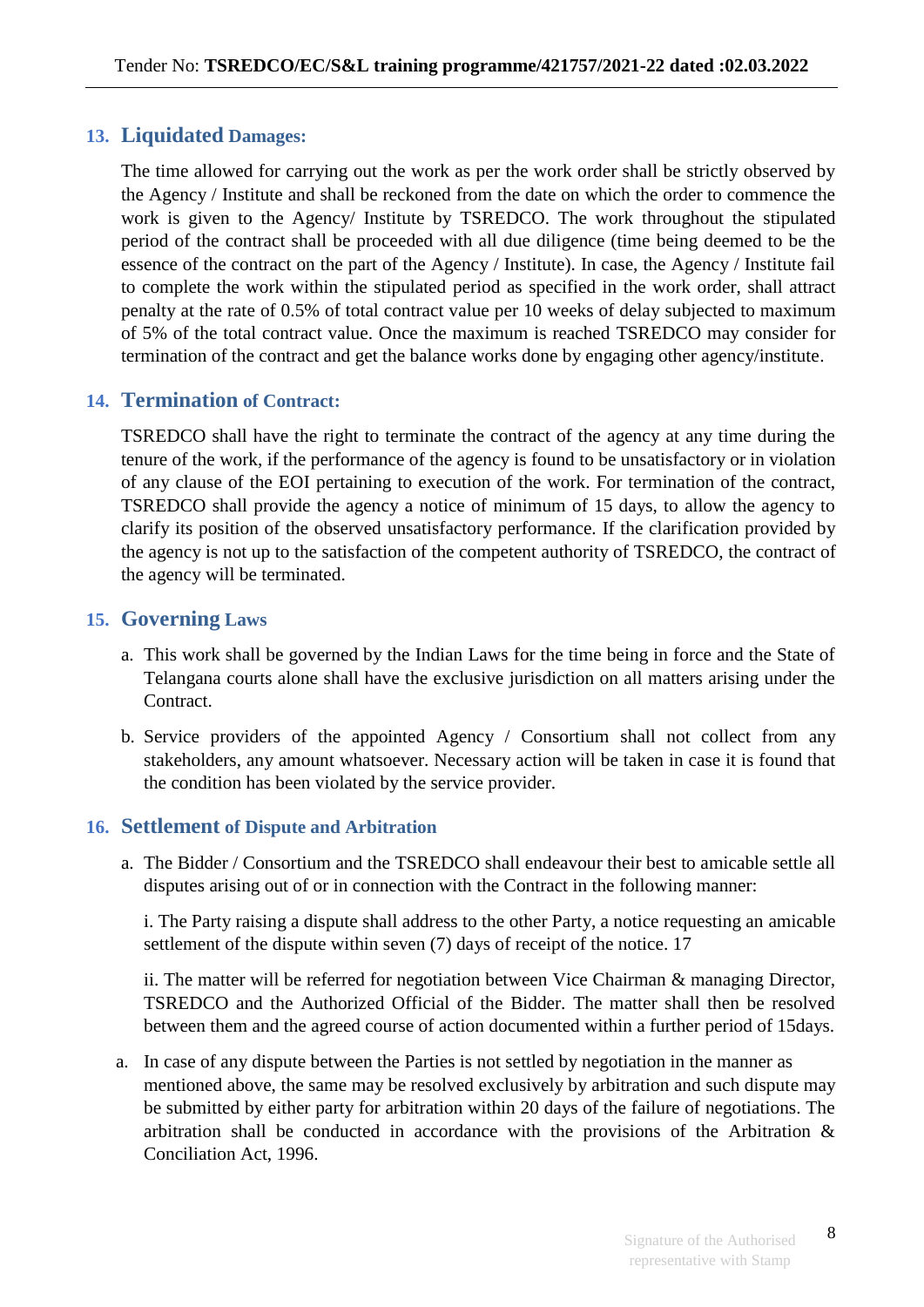## 13. Liquidated Damages:

The time allowed for carrying out the work as per the work order shall be strictly observed by the Agency / Institute and shall be reckoned from the date on which the order to commence the work is given to the Agency/ Institute by TSREDCO. The work throughout the stipulated period of the contract shall be proceeded with all due diligence (time being deemed to be the essence of the contract on the part of the Agency / Institute). In case, the Agency / Institute fail to complete the work within the stipulated period as specified in the work order, shall attract penalty at the rate of 0.5% of total contract value per 10 weeks of delay subjected to maximum of 5% of the total contract value. Once the maximum is reached TSREDCO may consider for termination of the contract and get the balance works done by engaging other agency/institute.

## 14. Termination of Contract:

TSREDCO shall have the right to terminate the contract of the agency at any time during the tenure of the work, if the performance of the agency is found to be unsatisfactory or in violation of any clause of the EOI pertaining to execution of the work. For termination of the contract, TSREDCO shall provide the agency a notice of minimum of 15 days, to allow the agency to clarify its position of the observed unsatisfactory performance. If the clarification provided by the agency is not up to the satisfaction of the competent authority of TSREDCO, the contract of the agency will be terminated.

## 15. Governing Laws

a. This work shall be governed by the Indian Laws for the time being in force and the State of Telangana courts alone shall have the exclusive jurisdiction on all matters arising under the Contract.

b. Service providers of the appointed Agency / Consortium shall not collect from any stakeholders, any amount whatsoever. Necessary action will be taken in case it is found that the condition has been violated by the service provider.

## 16. Settlement of Dispute and Arbitration

a. The Bidder / Consortium and the TSREDCO shall endeavour their best to amicable settle all disputes arising out of or in connection with the Contract in the following manner:

   i. The Party raising a dispute shall address to the other Party, a notice requesting an amicable settlement of the dispute within seven (7) days of receipt of the notice. 17

   ii. The matter will be referred for negotiation between Vice Chairman & managing Director, TSREDCO and the Authorized Official of the Bidder. The matter shall then be resolved between them and the agreed course of action documented within a further period of 15days.

a. In case of any dispute between the Parties is not settled by negotiation in the manner as mentioned above, the same may be resolved exclusively by arbitration and such dispute may be submitted by either party for arbitration within 20 days of the failure of negotiations. The arbitration shall be conducted in accordance with the provisions of the Arbitration & Conciliation Act, 1996.

Signature of the Authorised representative with Stamp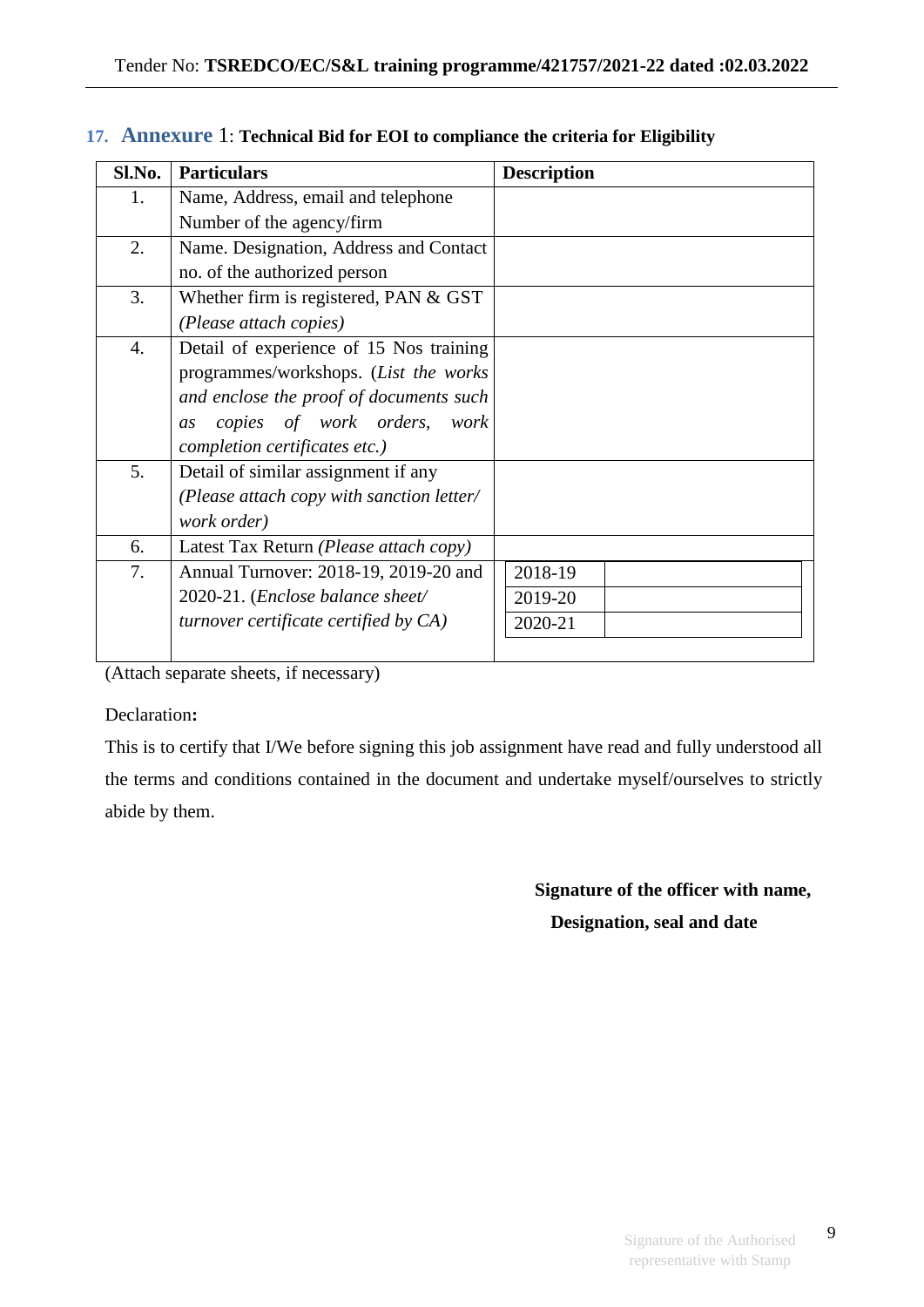## 17. Annexure 1: Technical Bid for EOI to compliance the criteria for Eligibility

| Sl.No. | Particulars | Description |
|---|---|---|
| 1. | Name, Address, email and telephone Number of the agency/firm | |
| 2. | Name. Designation, Address and Contact no. of the authorized person | |
| 3. | Whether firm is registered, PAN & GST *(Please attach copies)* | |
| 4. | Detail of experience of 15 Nos training programmes/workshops. (*List the works and enclose the proof of documents such as copies of work orders, work completion certificates etc.)* | |
| 5. | Detail of similar assignment if any *(Please attach copy with sanction letter/ work order)* | |
| 6. | Latest Tax Return *(Please attach copy)* | |
| 7. | Annual Turnover: 2018-19, 2019-20 and 2020-21. (*Enclose balance sheet/ turnover certificate certified by CA)* | 2018-19: <br> 2019-20: <br> 2020-21: |

(Attach separate sheets, if necessary)

Declaration**:**

This is to certify that I/We before signing this job assignment have read and fully understood all the terms and conditions contained in the document and undertake myself/ourselves to strictly abide by them.

**Signature of the officer with name,**
**Designation, seal and date**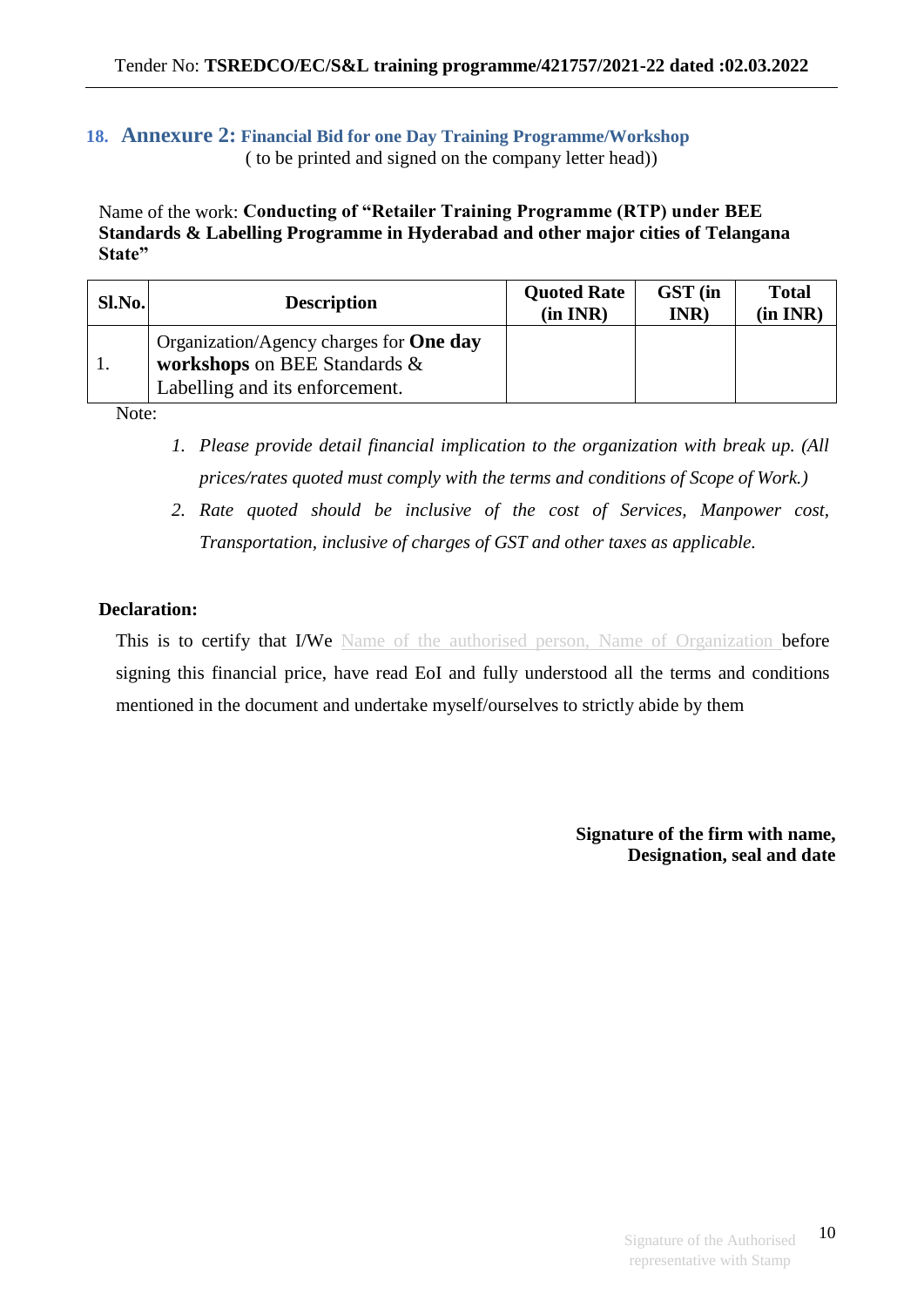## 18. Annexure 2: Financial Bid for one Day Training Programme/Workshop

( to be printed and signed on the company letter head))

Name of the work: **Conducting of "Retailer Training Programme (RTP) under BEE Standards & Labelling Programme in Hyderabad and other major cities of Telangana State"**

| Sl.No. | Description | Quoted Rate (in INR) | GST (in INR) | Total (in INR) |
|---|---|---|---|---|
| 1. | Organization/Agency charges for **One day workshops** on BEE Standards & Labelling and its enforcement. | | | |

Note:

1. *Please provide detail financial implication to the organization with break up. (All prices/rates quoted must comply with the terms and conditions of Scope of Work.)*
2. *Rate quoted should be inclusive of the cost of Services, Manpower cost, Transportation, inclusive of charges of GST and other taxes as applicable.*

**Declaration:**

This is to certify that I/We Name of the authorised person, Name of Organization before signing this financial price, have read EoI and fully understood all the terms and conditions mentioned in the document and undertake myself/ourselves to strictly abide by them

**Signature of the firm with name, Designation, seal and date**

Signature of the Authorised representative with Stamp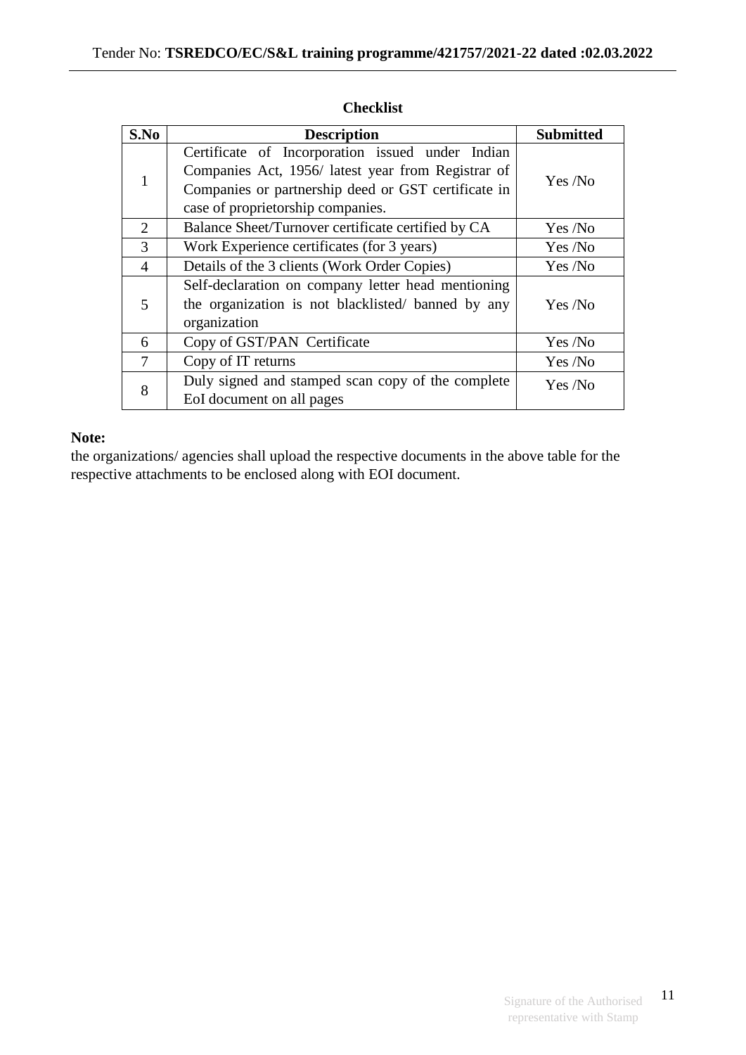**Checklist**

| S.No | Description | Submitted |
|---|---|---|
| 1 | Certificate of Incorporation issued under Indian Companies Act, 1956/ latest year from Registrar of Companies or partnership deed or GST certificate in case of proprietorship companies. | Yes /No |
| 2 | Balance Sheet/Turnover certificate certified by CA | Yes /No |
| 3 | Work Experience certificates (for 3 years) | Yes /No |
| 4 | Details of the 3 clients (Work Order Copies) | Yes /No |
| 5 | Self-declaration on company letter head mentioning the organization is not blacklisted/ banned by any organization | Yes /No |
| 6 | Copy of GST/PAN Certificate | Yes /No |
| 7 | Copy of IT returns | Yes /No |
| 8 | Duly signed and stamped scan copy of the complete EoI document on all pages | Yes /No |

**Note:**

the organizations/ agencies shall upload the respective documents in the above table for the respective attachments to be enclosed along with EOI document.

Signature of the Authorised representative with Stamp